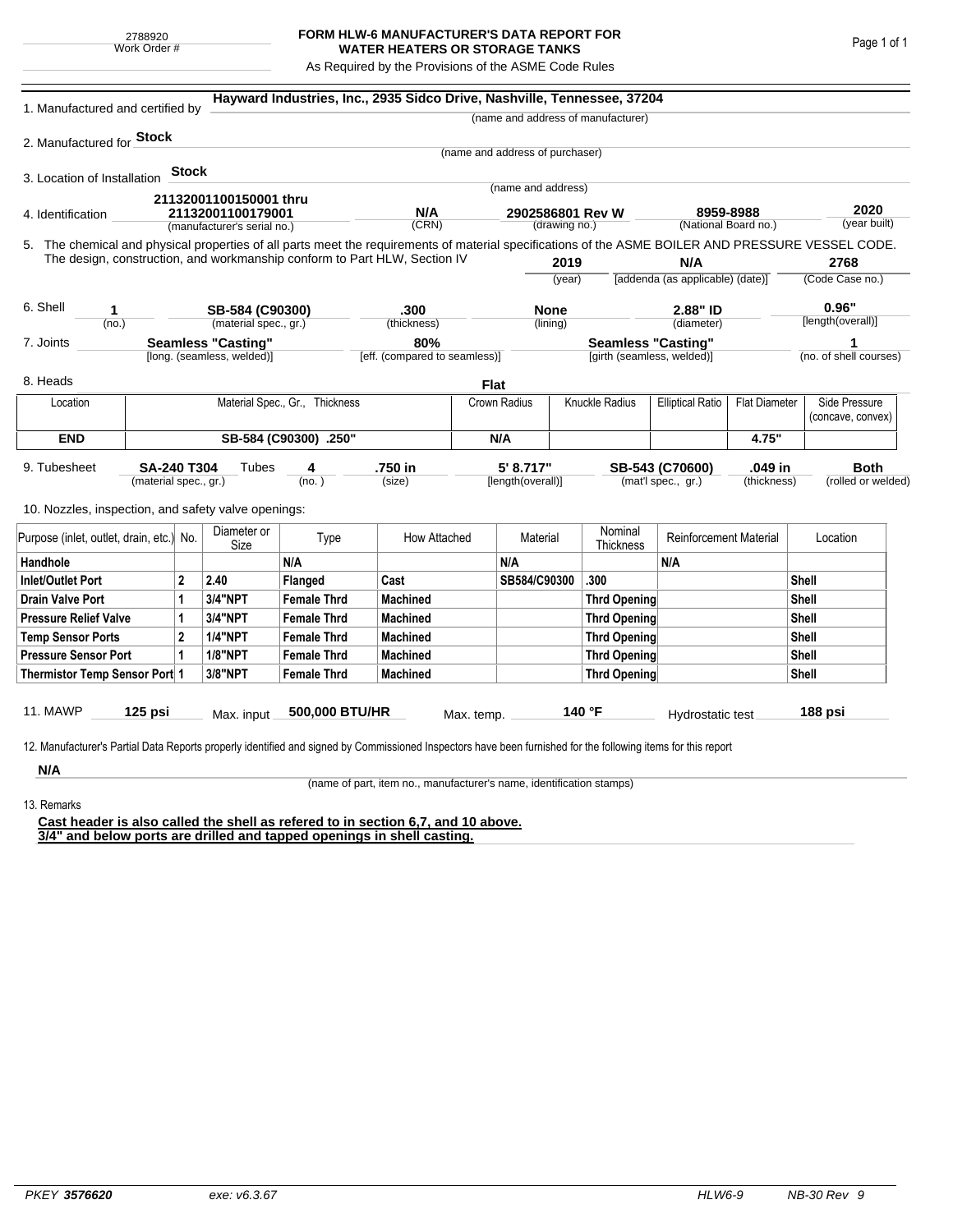2788920
Work Order #

# FORM HLW-6 MANUFACTURER'S DATA REPORT FOR WATER HEATERS OR STORAGE TANKS

As Required by the Provisions of the ASME Code Rules

1. Manufactured and certified by **Hayward Industries, Inc., 2935 Sidco Drive, Nashville, Tennessee, 37204**
(name and address of manufacturer)

2. Manufactured for **Stock**
(name and address of purchaser)

3. Location of Installation **Stock**
(name and address)

4. Identification **21132001100150001 thru 21132001100179001** (manufacturer's serial no.) | **N/A** (CRN) | **2902586801 Rev W** (drawing no.) | **8959-8988** (National Board no.) | **2020** (year built)

5. The chemical and physical properties of all parts meet the requirements of material specifications of the ASME BOILER AND PRESSURE VESSEL CODE. The design, construction, and workmanship conform to Part HLW, Section IV **2019** (year) | **N/A** [addenda (as applicable) (date)] | **2768** (Code Case no.)

6. Shell **1** (no.) | **SB-584 (C90300)** (material spec., gr.) | **.300** (thickness) | **None** (lining) | **2.88" ID** (diameter) | **0.96"** [length(overall)]

7. Joints **Seamless "Casting"** [long. (seamless, welded)] | **80%** [eff. (compared to seamless)] | **Seamless "Casting"** [girth (seamless, welded)] | **1** (no. of shell courses)

8. Heads **Flat**

| Location | Material Spec., Gr., Thickness | Crown Radius | Knuckle Radius | Elliptical Ratio | Flat Diameter | Side Pressure (concave, convex) |
|---|---|---|---|---|---|---|
| **END** | **SB-584 (C90300) .250"** | **N/A** | | | **4.75"** | |

9. Tubesheet **SA-240 T304** (material spec., gr.) Tubes **4** (no.) | **.750 in** (size) | **5' 8.717"** [length(overall)] | **SB-543 (C70600)** (mat'l spec., gr.) | **.049 in** (thickness) | **Both** (rolled or welded)

10. Nozzles, inspection, and safety valve openings:

| Purpose (inlet, outlet, drain, etc.) | No. | Diameter or Size | Type | How Attached | Material | Nominal Thickness | Reinforcement Material | Location |
|---|---|---|---|---|---|---|---|---|
| **Handhole** | | | **N/A** | | **N/A** | | **N/A** | |
| **Inlet/Outlet Port** | **2** | **2.40** | **Flanged** | **Cast** | **SB584/C90300** | **.300** | | **Shell** |
| **Drain Valve Port** | **1** | **3/4"NPT** | **Female Thrd** | **Machined** | | **Thrd Opening** | | **Shell** |
| **Pressure Relief Valve** | **1** | **3/4"NPT** | **Female Thrd** | **Machined** | | **Thrd Opening** | | **Shell** |
| **Temp Sensor Ports** | **2** | **1/4"NPT** | **Female Thrd** | **Machined** | | **Thrd Opening** | | **Shell** |
| **Pressure Sensor Port** | **1** | **1/8"NPT** | **Female Thrd** | **Machined** | | **Thrd Opening** | | **Shell** |
| **Thermistor Temp Sensor Port** | **1** | **3/8"NPT** | **Female Thrd** | **Machined** | | **Thrd Opening** | | **Shell** |

11. MAWP **125 psi** Max. input **500,000 BTU/HR** Max. temp. **140 °F** Hydrostatic test **188 psi**

12. Manufacturer's Partial Data Reports properly identified and signed by Commissioned Inspectors have been furnished for the following items for this report

**N/A**
(name of part, item no., manufacturer's name, identification stamps)

13. Remarks

**Cast header is also called the shell as refered to in section 6,7, and 10 above.**
**3/4" and below ports are drilled and tapped openings in shell casting.**

PKEY **3576620** exe: v6.3.67 HLW6-9 NB-30 Rev 9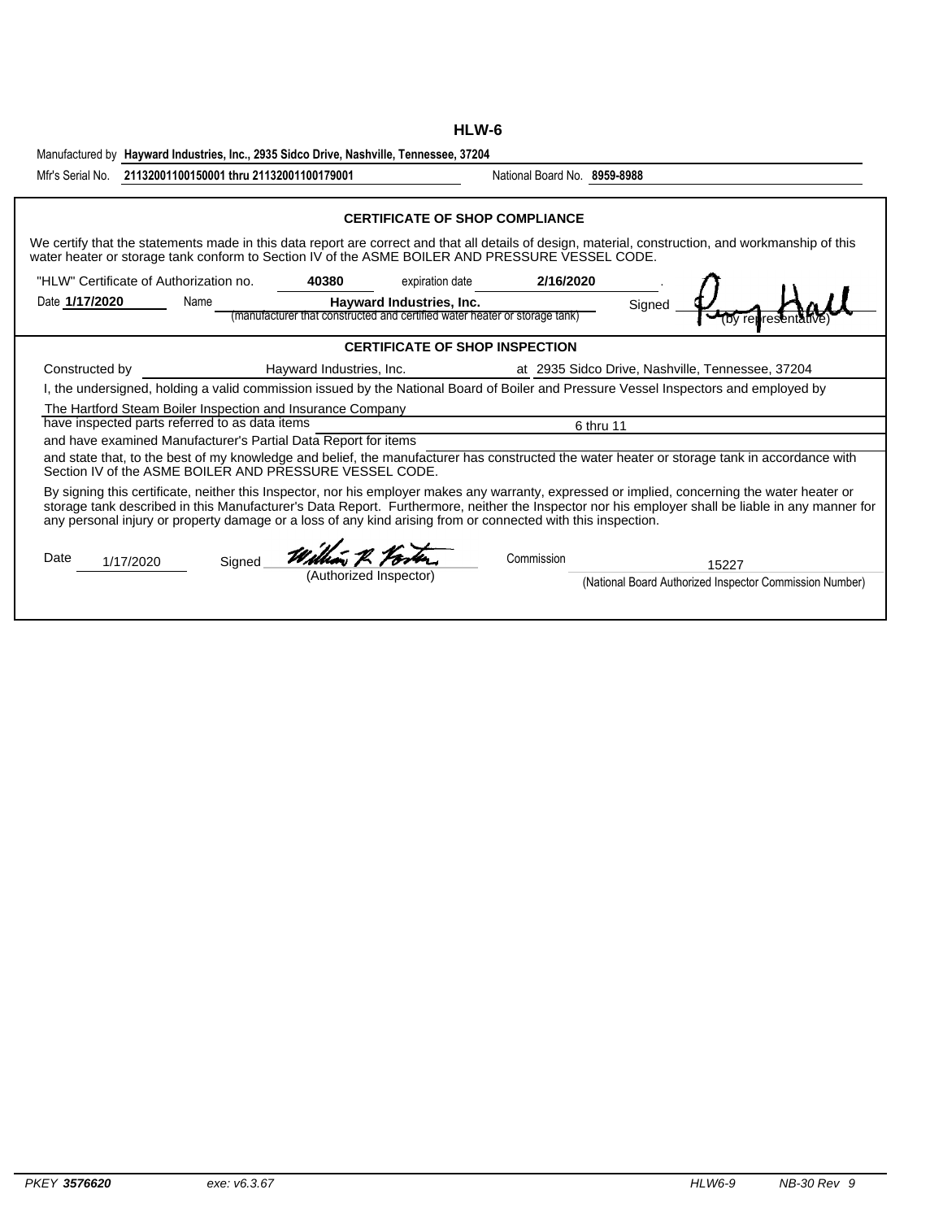# HLW-6

Manufactured by **Hayward Industries, Inc., 2935 Sidco Drive, Nashville, Tennessee, 37204**

Mfr's Serial No. **21132001100150001 thru 21132001100179001** National Board No. **8959-8988**

## CERTIFICATE OF SHOP COMPLIANCE

We certify that the statements made in this data report are correct and that all details of design, material, construction, and workmanship of this water heater or storage tank conform to Section IV of the ASME BOILER AND PRESSURE VESSEL CODE.

"HLW" Certificate of Authorization no. **40380** expiration date **2/16/2020**.

Date **1/17/2020** Name **Hayward Industries, Inc.** (manufacturer that constructed and certified water heater or storage tank) Signed [signature] (by representative)

## CERTIFICATE OF SHOP INSPECTION

Constructed by Hayward Industries, Inc. at 2935 Sidco Drive, Nashville, Tennessee, 37204

I, the undersigned, holding a valid commission issued by the National Board of Boiler and Pressure Vessel Inspectors and employed by The Hartford Steam Boiler Inspection and Insurance Company

have inspected parts referred to as data items 6 thru 11

and have examined Manufacturer's Partial Data Report for items

and state that, to the best of my knowledge and belief, the manufacturer has constructed the water heater or storage tank in accordance with Section IV of the ASME BOILER AND PRESSURE VESSEL CODE.

By signing this certificate, neither this Inspector, nor his employer makes any warranty, expressed or implied, concerning the water heater or storage tank described in this Manufacturer's Data Report. Furthermore, neither the Inspector nor his employer shall be liable in any manner for any personal injury or property damage or a loss of any kind arising from or connected with this inspection.

Date 1/17/2020 Signed [signature] (Authorized Inspector) Commission 15227 (National Board Authorized Inspector Commission Number)

*PKEY* ***3576620*** *exe: v6.3.67* *HLW6-9* *NB-30 Rev 9*